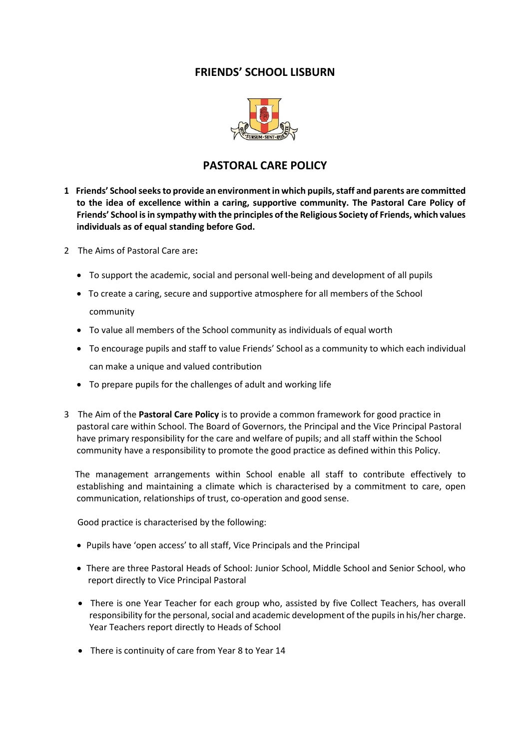# FRIENDS' SCHOOL LISBURN

## PASTORAL CARE POLICY

**1 Friends' School seeks to provide an environment in which pupils, staff and parents are committed to the idea of excellence within a caring, supportive community. The Pastoral Care Policy of Friends' School is in sympathy with the principles of the Religious Society of Friends, which values individuals as of equal standing before God.**

2 The Aims of Pastoral Care are**:**

- To support the academic, social and personal well-being and development of all pupils
- To create a caring, secure and supportive atmosphere for all members of the School community
- To value all members of the School community as individuals of equal worth
- To encourage pupils and staff to value Friends' School as a community to which each individual can make a unique and valued contribution
- To prepare pupils for the challenges of adult and working life

3 The Aim of the **Pastoral Care Policy** is to provide a common framework for good practice in pastoral care within School. The Board of Governors, the Principal and the Vice Principal Pastoral have primary responsibility for the care and welfare of pupils; and all staff within the School community have a responsibility to promote the good practice as defined within this Policy.

The management arrangements within School enable all staff to contribute effectively to establishing and maintaining a climate which is characterised by a commitment to care, open communication, relationships of trust, co-operation and good sense.

Good practice is characterised by the following:

- Pupils have 'open access' to all staff, Vice Principals and the Principal
- There are three Pastoral Heads of School: Junior School, Middle School and Senior School, who report directly to Vice Principal Pastoral
- There is one Year Teacher for each group who, assisted by five Collect Teachers, has overall responsibility for the personal, social and academic development of the pupils in his/her charge. Year Teachers report directly to Heads of School
- There is continuity of care from Year 8 to Year 14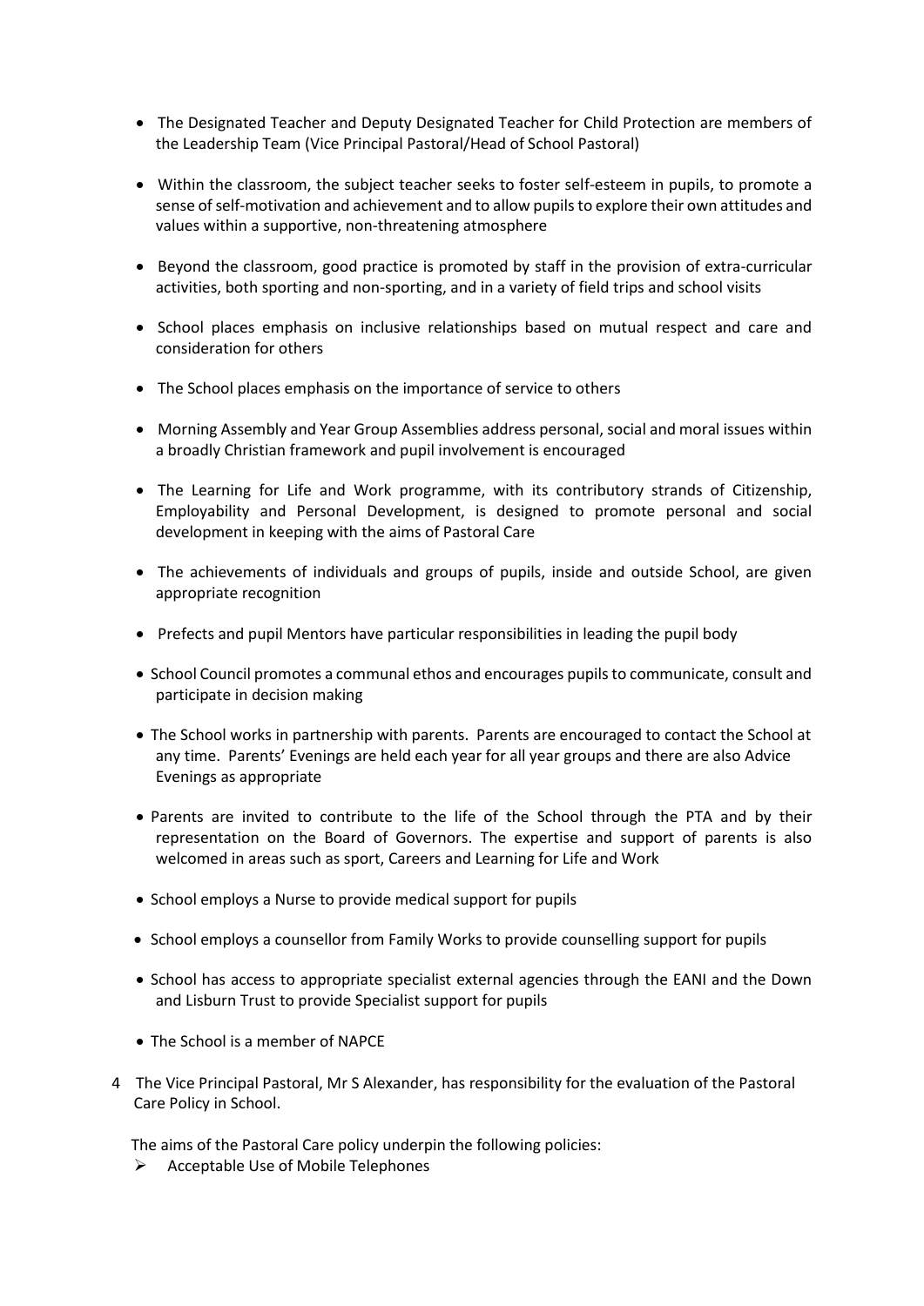- The Designated Teacher and Deputy Designated Teacher for Child Protection are members of the Leadership Team (Vice Principal Pastoral/Head of School Pastoral)
- Within the classroom, the subject teacher seeks to foster self-esteem in pupils, to promote a sense of self-motivation and achievement and to allow pupils to explore their own attitudes and values within a supportive, non-threatening atmosphere
- Beyond the classroom, good practice is promoted by staff in the provision of extra-curricular activities, both sporting and non-sporting, and in a variety of field trips and school visits
- School places emphasis on inclusive relationships based on mutual respect and care and consideration for others
- The School places emphasis on the importance of service to others
- Morning Assembly and Year Group Assemblies address personal, social and moral issues within a broadly Christian framework and pupil involvement is encouraged
- The Learning for Life and Work programme, with its contributory strands of Citizenship, Employability and Personal Development, is designed to promote personal and social development in keeping with the aims of Pastoral Care
- The achievements of individuals and groups of pupils, inside and outside School, are given appropriate recognition
- Prefects and pupil Mentors have particular responsibilities in leading the pupil body
- School Council promotes a communal ethos and encourages pupils to communicate, consult and participate in decision making
- The School works in partnership with parents. Parents are encouraged to contact the School at any time. Parents' Evenings are held each year for all year groups and there are also Advice Evenings as appropriate
- Parents are invited to contribute to the life of the School through the PTA and by their representation on the Board of Governors. The expertise and support of parents is also welcomed in areas such as sport, Careers and Learning for Life and Work
- School employs a Nurse to provide medical support for pupils
- School employs a counsellor from Family Works to provide counselling support for pupils
- School has access to appropriate specialist external agencies through the EANI and the Down and Lisburn Trust to provide Specialist support for pupils
- The School is a member of NAPCE

4 The Vice Principal Pastoral, Mr S Alexander, has responsibility for the evaluation of the Pastoral Care Policy in School.

The aims of the Pastoral Care policy underpin the following policies:

- Acceptable Use of Mobile Telephones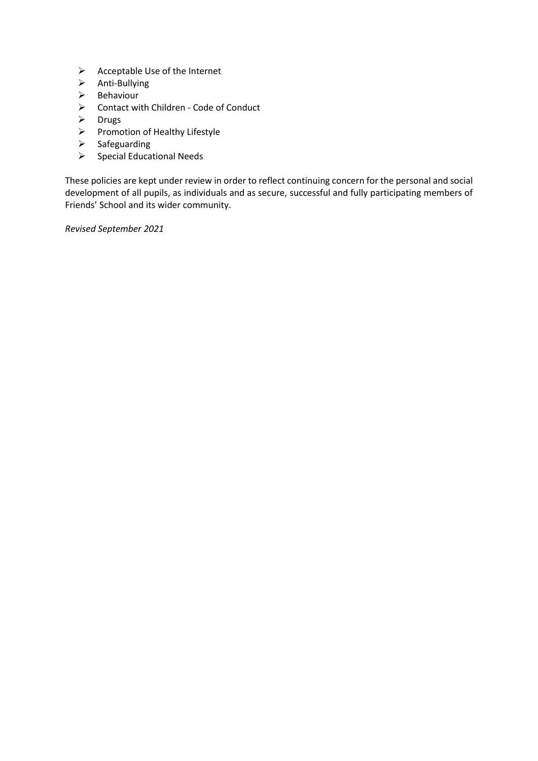- Acceptable Use of the Internet
- Anti-Bullying
- Behaviour
- Contact with Children - Code of Conduct
- Drugs
- Promotion of Healthy Lifestyle
- Safeguarding
- Special Educational Needs

These policies are kept under review in order to reflect continuing concern for the personal and social development of all pupils, as individuals and as secure, successful and fully participating members of Friends' School and its wider community.

*Revised September 2021*